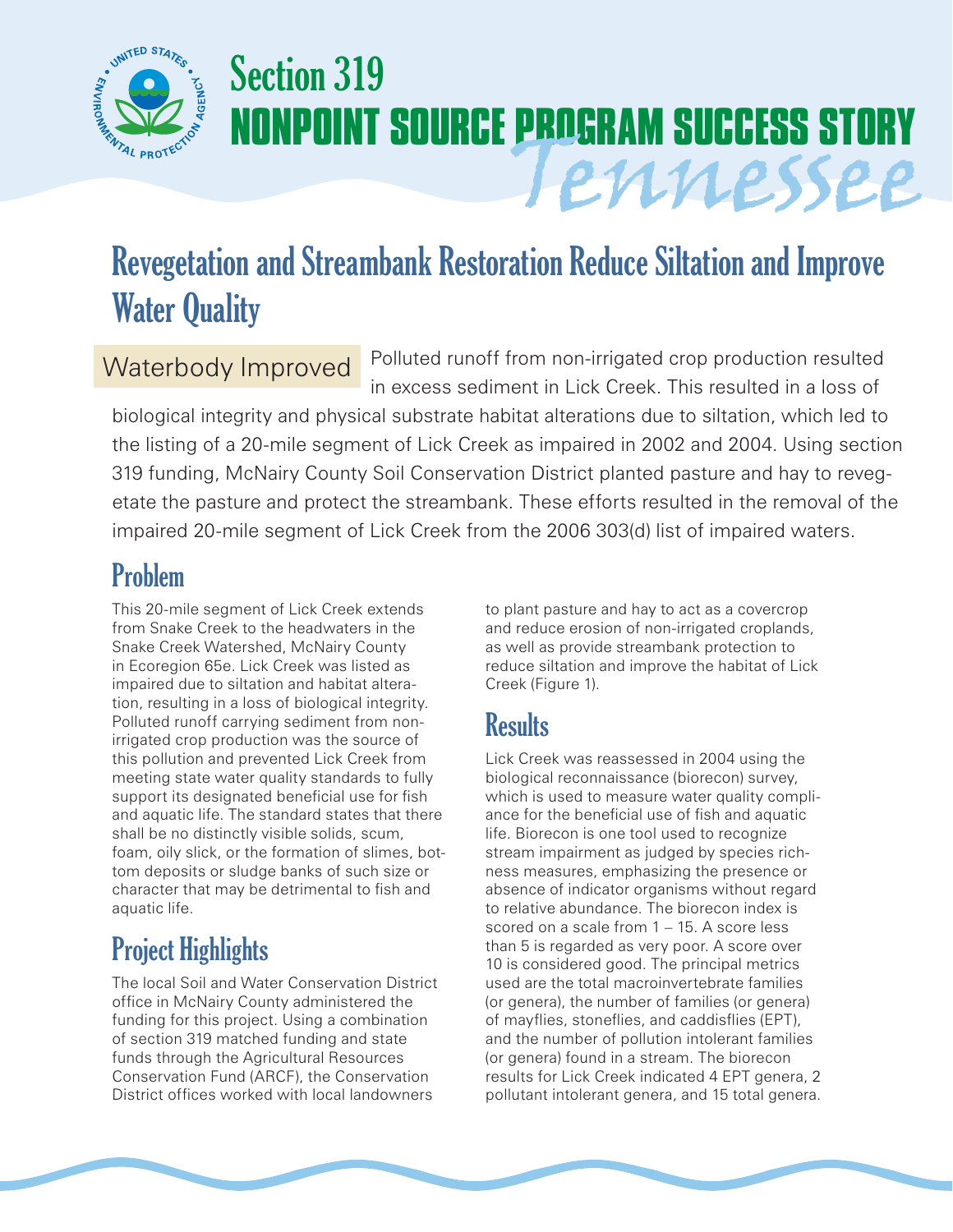# Section 319 NONPOINT SOURCE PROGRAM SUCCESS STORY

## Tennessee

# Revegetation and Streambank Restoration Reduce Siltation and Improve Water Quality

**Waterbody Improved** Polluted runoff from non-irrigated crop production resulted in excess sediment in Lick Creek. This resulted in a loss of biological integrity and physical substrate habitat alterations due to siltation, which led to the listing of a 20-mile segment of Lick Creek as impaired in 2002 and 2004. Using section 319 funding, McNairy County Soil Conservation District planted pasture and hay to revegetate the pasture and protect the streambank. These efforts resulted in the removal of the impaired 20-mile segment of Lick Creek from the 2006 303(d) list of impaired waters.

## Problem

This 20-mile segment of Lick Creek extends from Snake Creek to the headwaters in the Snake Creek Watershed, McNairy County in Ecoregion 65e. Lick Creek was listed as impaired due to siltation and habitat alteration, resulting in a loss of biological integrity. Polluted runoff carrying sediment from non-irrigated crop production was the source of this pollution and prevented Lick Creek from meeting state water quality standards to fully support its designated beneficial use for fish and aquatic life. The standard states that there shall be no distinctly visible solids, scum, foam, oily slick, or the formation of slimes, bottom deposits or sludge banks of such size or character that may be detrimental to fish and aquatic life.

## Project Highlights

The local Soil and Water Conservation District office in McNairy County administered the funding for this project. Using a combination of section 319 matched funding and state funds through the Agricultural Resources Conservation Fund (ARCF), the Conservation District offices worked with local landowners to plant pasture and hay to act as a covercrop and reduce erosion of non-irrigated croplands, as well as provide streambank protection to reduce siltation and improve the habitat of Lick Creek (Figure 1).

## Results

Lick Creek was reassessed in 2004 using the biological reconnaissance (biorecon) survey, which is used to measure water quality compliance for the beneficial use of fish and aquatic life. Biorecon is one tool used to recognize stream impairment as judged by species richness measures, emphasizing the presence or absence of indicator organisms without regard to relative abundance. The biorecon index is scored on a scale from 1 – 15. A score less than 5 is regarded as very poor. A score over 10 is considered good. The principal metrics used are the total macroinvertebrate families (or genera), the number of families (or genera) of mayflies, stoneflies, and caddisflies (EPT), and the number of pollution intolerant families (or genera) found in a stream. The biorecon results for Lick Creek indicated 4 EPT genera, 2 pollutant intolerant genera, and 15 total genera.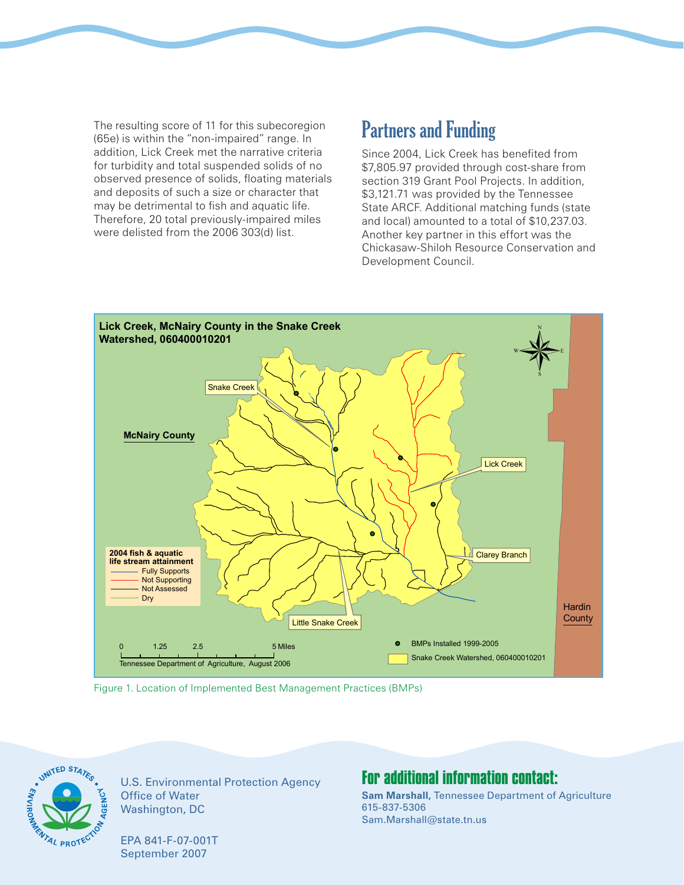The resulting score of 11 for this subecoregion (65e) is within the "non-impaired" range. In addition, Lick Creek met the narrative criteria for turbidity and total suspended solids of no observed presence of solids, floating materials and deposits of such a size or character that may be detrimental to fish and aquatic life. Therefore, 20 total previously-impaired miles were delisted from the 2006 303(d) list.

## Partners and Funding

Since 2004, Lick Creek has benefited from $7,805.97 provided through cost-share from section 319 Grant Pool Projects. In addition, $3,121.71 was provided by the Tennessee State ARCF. Additional matching funds (state and local) amounted to a total of $10,237.03. Another key partner in this effort was the Chickasaw-Shiloh Resource Conservation and Development Council.

**Lick Creek, McNairy County in the Snake Creek Watershed, 060400010201**

McNairy County

Hardin County

Snake Creek

Lick Creek

Clarey Branch

Little Snake Creek

**2004 fish & aquatic life stream attainment**
Fully Supports
Not Supporting
Not Assessed
Dry

0 1.25 2.5 5 Miles

Tennessee Department of Agriculture, August 2006

BMPs Installed 1999-2005

Snake Creek Watershed, 060400010201

Figure 1. Location of Implemented Best Management Practices (BMPs)

U.S. Environmental Protection Agency
Office of Water
Washington, DC

EPA 841-F-07-001T
September 2007

## For additional information contact:

**Sam Marshall,** Tennessee Department of Agriculture
615-837-5306
Sam.Marshall@state.tn.us